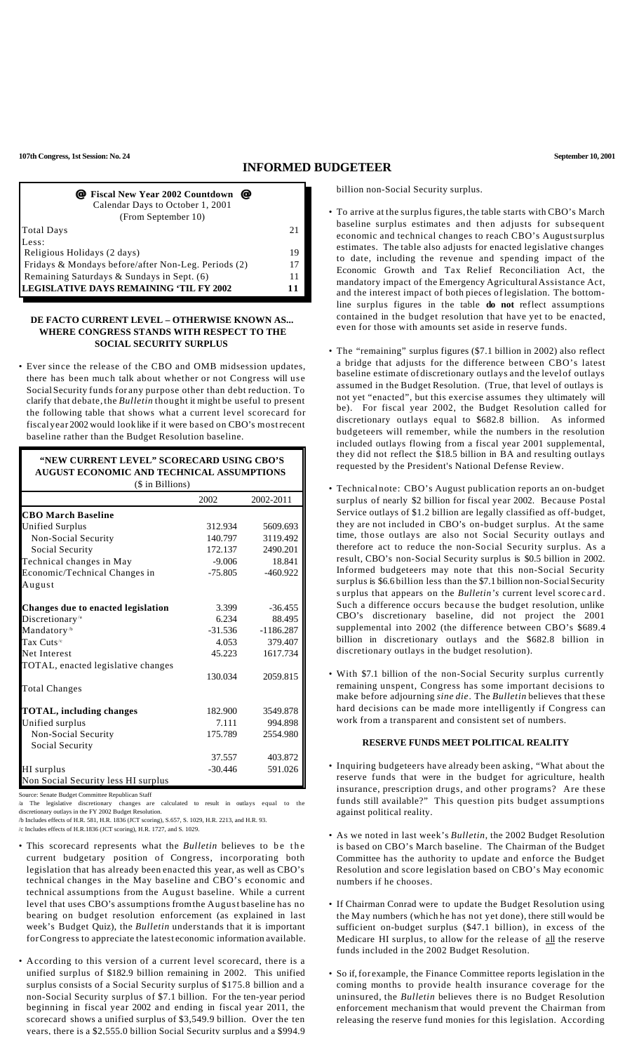**107th Congress, 1st Session: No. 24** — **September 10, 2001**

# INFORMED BUDGETEER

| @ Fiscal New Year 2002 Countdown @ Calendar Days to October 1, 2001 (From September 10) | |
|---|---|
| Total Days | 21 |
| Less: | |
| Religious Holidays (2 days) | 19 |
| Fridays & Mondays before/after Non-Leg. Periods (2) | 17 |
| Remaining Saturdays & Sundays in Sept. (6) | 11 |
| **LEGISLATIVE DAYS REMAINING 'TIL FY 2002** | **11** |

## DE FACTO CURRENT LEVEL – OTHERWISE KNOWN AS... WHERE CONGRESS STANDS WITH RESPECT TO THE SOCIAL SECURITY SURPLUS

- Ever since the release of the CBO and OMB midsession updates, there has been much talk about whether or not Congress will use Social Security funds for any purpose other than debt reduction. To clarify that debate, the *Bulletin* thought it might be useful to present the following table that shows what a current level scorecard for fiscal year 2002 would look like if it were based on CBO's most recent baseline rather than the Budget Resolution baseline.

**"NEW CURRENT LEVEL" SCORECARD USING CBO'S AUGUST ECONOMIC AND TECHNICAL ASSUMPTIONS**
(\$ in Billions)

| | 2002 | 2002-2011 |
|---|---|---|
| **CBO March Baseline** | | |
| Unified Surplus | 312.934 | 5609.693 |
| Non-Social Security | 140.797 | 3119.492 |
| Social Security | 172.137 | 2490.201 |
| Technical changes in May | -9.006 | 18.841 |
| Economic/Technical Changes in August | -75.805 | -460.922 |
| **Changes due to enacted legislation** | 3.399 | -36.455 |
| Discretionary[/a] | 6.234 | 88.495 |
| Mandatory[/b] | -31.536 | -1186.287 |
| Tax Cuts[/c] | 4.053 | 379.407 |
| Net Interest | 45.223 | 1617.734 |
| TOTAL, enacted legislative changes | | |
| | 130.034 | 2059.815 |
| Total Changes | | |
| **TOTAL, including changes** | 182.900 | 3549.878 |
| Unified surplus | 7.111 | 994.898 |
| Non-Social Security | 175.789 | 2554.980 |
| Social Security | | |
| | 37.557 | 403.872 |
| HI surplus | -30.446 | 591.026 |
| Non Social Security less HI surplus | | |

Source: Senate Budget Committee Republican Staff

/a The legislative discretionary changes are calculated to result in outlays equal to the discretionary outlays in the FY 2002 Budget Resolution.

/b Includes effects of H.R. 581, H.R. 1836 (JCT scoring), S.657, S. 1029, H.R. 2213, and H.R. 93.

/c Includes effects of H.R.1836 (JCT scoring), H.R. 1727, and S. 1029.

- This scorecard represents what the *Bulletin* believes to be the current budgetary position of Congress, incorporating both legislation that has already been enacted this year, as well as CBO's technical changes in the May baseline and CBO's economic and technical assumptions from the August baseline. While a current level that uses CBO's assumptions from the August baseline has no bearing on budget resolution enforcement (as explained in last week's Budget Quiz), the *Bulletin* understands that it is important for Congress to appreciate the latest economic information available.

- According to this version of a current level scorecard, there is a unified surplus of \$182.9 billion remaining in 2002. This unified surplus consists of a Social Security surplus of \$175.8 billion and a non-Social Security surplus of \$7.1 billion. For the ten-year period beginning in fiscal year 2002 and ending in fiscal year 2011, the scorecard shows a unified surplus of \$3,549.9 billion. Over the ten years, there is a \$2,555.0 billion Social Security surplus and a \$994.9 billion non-Social Security surplus.

- To arrive at the surplus figures, the table starts with CBO's March baseline surplus estimates and then adjusts for subsequent economic and technical changes to reach CBO's August surplus estimates. The table also adjusts for enacted legislative changes to date, including the revenue and spending impact of the Economic Growth and Tax Relief Reconciliation Act, the mandatory impact of the Emergency Agricultural Assistance Act, and the interest impact of both pieces of legislation. The bottom-line surplus figures in the table **do not** reflect assumptions contained in the budget resolution that have yet to be enacted, even for those with amounts set aside in reserve funds.

- The "remaining" surplus figures (\$7.1 billion in 2002) also reflect a bridge that adjusts for the difference between CBO's latest baseline estimate of discretionary outlays and the level of outlays assumed in the Budget Resolution. (True, that level of outlays is not yet "enacted", but this exercise assumes they ultimately will be). For fiscal year 2002, the Budget Resolution called for discretionary outlays equal to \$682.8 billion. As informed budgeteers will remember, while the numbers in the resolution included outlays flowing from a fiscal year 2001 supplemental, they did not reflect the \$18.5 billion in BA and resulting outlays requested by the President's National Defense Review.

- Technical note: CBO's August publication reports an on-budget surplus of nearly \$2 billion for fiscal year 2002. Because Postal Service outlays of \$1.2 billion are legally classified as off-budget, they are not included in CBO's on-budget surplus. At the same time, those outlays are also not Social Security outlays and therefore act to reduce the non-Social Security surplus. As a result, CBO's non-Social Security surplus is \$0.5 billion in 2002. Informed budgeteers may note that this non-Social Security surplus is \$6.6 billion less than the \$7.1 billion non-Social Security surplus that appears on the *Bulletin's* current level scorecard. Such a difference occurs because the budget resolution, unlike CBO's discretionary baseline, did not project the 2001 supplemental into 2002 (the difference between CBO's \$689.4 billion in discretionary outlays and the \$682.8 billion in discretionary outlays in the budget resolution).

- With \$7.1 billion of the non-Social Security surplus currently remaining unspent, Congress has some important decisions to make before adjourning *sine die*. The *Bulletin* believes that these hard decisions can be made more intelligently if Congress can work from a transparent and consistent set of numbers.

## RESERVE FUNDS MEET POLITICAL REALITY

- Inquiring budgeteers have already been asking, "What about the reserve funds that were in the budget for agriculture, health insurance, prescription drugs, and other programs? Are these funds still available?" This question pits budget assumptions against political reality.

- As we noted in last week's *Bulletin*, the 2002 Budget Resolution is based on CBO's March baseline. The Chairman of the Budget Committee has the authority to update and enforce the Budget Resolution and score legislation based on CBO's May economic numbers if he chooses.

- If Chairman Conrad were to update the Budget Resolution using the May numbers (which he has not yet done), there still would be sufficient on-budget surplus (\$47.1 billion), in excess of the Medicare HI surplus, to allow for the release of <u>all</u> the reserve funds included in the 2002 Budget Resolution.

- So if, for example, the Finance Committee reports legislation in the coming months to provide health insurance coverage for the uninsured, the *Bulletin* believes there is no Budget Resolution enforcement mechanism that would prevent the Chairman from releasing the reserve fund monies for this legislation. According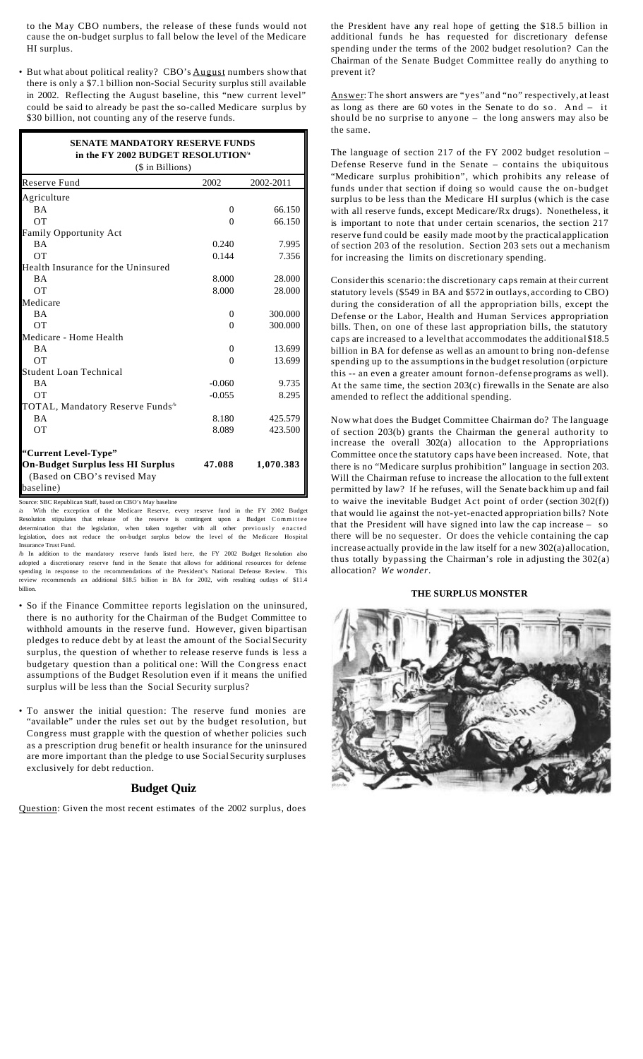to the May CBO numbers, the release of these funds would not cause the on-budget surplus to fall below the level of the Medicare HI surplus.

- But what about political reality? CBO's August numbers show that there is only a $7.1 billion non-Social Security surplus still available in 2002. Reflecting the August baseline, this "new current level" could be said to already be past the so-called Medicare surplus by $30 billion, not counting any of the reserve funds.

| **SENATE MANDATORY RESERVE FUNDS in the FY 2002 BUDGET RESOLUTION**[/a] ($ in Billions) | | |
|---|---|---|
| Reserve Fund | 2002 | 2002-2011 |
| Agriculture | | |
| BA | 0 | 66.150 |
| OT | 0 | 66.150 |
| Family Opportunity Act | | |
| BA | 0.240 | 7.995 |
| OT | 0.144 | 7.356 |
| Health Insurance for the Uninsured | | |
| BA | 8.000 | 28.000 |
| OT | 8.000 | 28.000 |
| Medicare | | |
| BA | 0 | 300.000 |
| OT | 0 | 300.000 |
| Medicare - Home Health | | |
| BA | 0 | 13.699 |
| OT | 0 | 13.699 |
| Student Loan Technical | | |
| BA | -0.060 | 9.735 |
| OT | -0.055 | 8.295 |
| TOTAL, Mandatory Reserve Funds[/b] | | |
| BA | 8.180 | 425.579 |
| OT | 8.089 | 423.500 |
| **"Current Level-Type" On-Budget Surplus less HI Surplus** (Based on CBO's revised May baseline) | **47.088** | **1,070.383** |

Source: SBC Republican Staff, based on CBO's May baseline

/a With the exception of the Medicare Reserve, every reserve fund in the FY 2002 Budget Resolution stipulates that release of the reserve is contingent upon a Budget Committee determination that the legislation, when taken together with all other previously enacted legislation, does not reduce the on-budget surplus below the level of the Medicare Hospital Insurance Trust Fund.

/b In addition to the mandatory reserve funds listed here, the FY 2002 Budget Resolution also adopted a discretionary reserve fund in the Senate that allows for additional resources for defense spending in response to the recommendations of the President's National Defense Review. This review recommends an additional $18.5 billion in BA for 2002, with resulting outlays of $11.4 billion.

- So if the Finance Committee reports legislation on the uninsured, there is no authority for the Chairman of the Budget Committee to withhold amounts in the reserve fund. However, given bipartisan pledges to reduce debt by at least the amount of the Social Security surplus, the question of whether to release reserve funds is less a budgetary question than a political one: Will the Congress enact assumptions of the Budget Resolution even if it means the unified surplus will be less than the Social Security surplus?

- To answer the initial question: The reserve fund monies are "available" under the rules set out by the budget resolution, but Congress must grapple with the question of whether policies such as a prescription drug benefit or health insurance for the uninsured are more important than the pledge to use Social Security surpluses exclusively for debt reduction.

## Budget Quiz

Question: Given the most recent estimates of the 2002 surplus, does the President have any real hope of getting the $18.5 billion in additional funds he has requested for discretionary defense spending under the terms of the 2002 budget resolution? Can the Chairman of the Senate Budget Committee really do anything to prevent it?

Answer: The short answers are "yes" and "no" respectively, at least as long as there are 60 votes in the Senate to do so. And – it should be no surprise to anyone – the long answers may also be the same.

The language of section 217 of the FY 2002 budget resolution – Defense Reserve fund in the Senate – contains the ubiquitous "Medicare surplus prohibition", which prohibits any release of funds under that section if doing so would cause the on-budget surplus to be less than the Medicare HI surplus (which is the case with all reserve funds, except Medicare/Rx drugs). Nonetheless, it is important to note that under certain scenarios, the section 217 reserve fund could be easily made moot by the practical application of section 203 of the resolution. Section 203 sets out a mechanism for increasing the limits on discretionary spending.

Consider this scenario: the discretionary caps remain at their current statutory levels ($549 in BA and $572 in outlays, according to CBO) during the consideration of all the appropriation bills, except the Defense or the Labor, Health and Human Services appropriation bills. Then, on one of these last appropriation bills, the statutory caps are increased to a level that accommodates the additional $18.5 billion in BA for defense as well as an amount to bring non-defense spending up to the assumptions in the budget resolution (or picture this -- an even a greater amount for non-defense programs as well). At the same time, the section 203(c) firewalls in the Senate are also amended to reflect the additional spending.

Now what does the Budget Committee Chairman do? The language of section 203(b) grants the Chairman the general authority to increase the overall 302(a) allocation to the Appropriations Committee once the statutory caps have been increased. Note, that there is no "Medicare surplus prohibition" language in section 203. Will the Chairman refuse to increase the allocation to the full extent permitted by law? If he refuses, will the Senate back him up and fail to waive the inevitable Budget Act point of order (section 302(f)) that would lie against the not-yet-enacted appropriation bills? Note that the President will have signed into law the cap increase – so there will be no sequester. Or does the vehicle containing the cap increase actually provide in the law itself for a new 302(a) allocation, thus totally bypassing the Chairman's role in adjusting the 302(a) allocation? *We wonder.*

**THE SURPLUS MONSTER**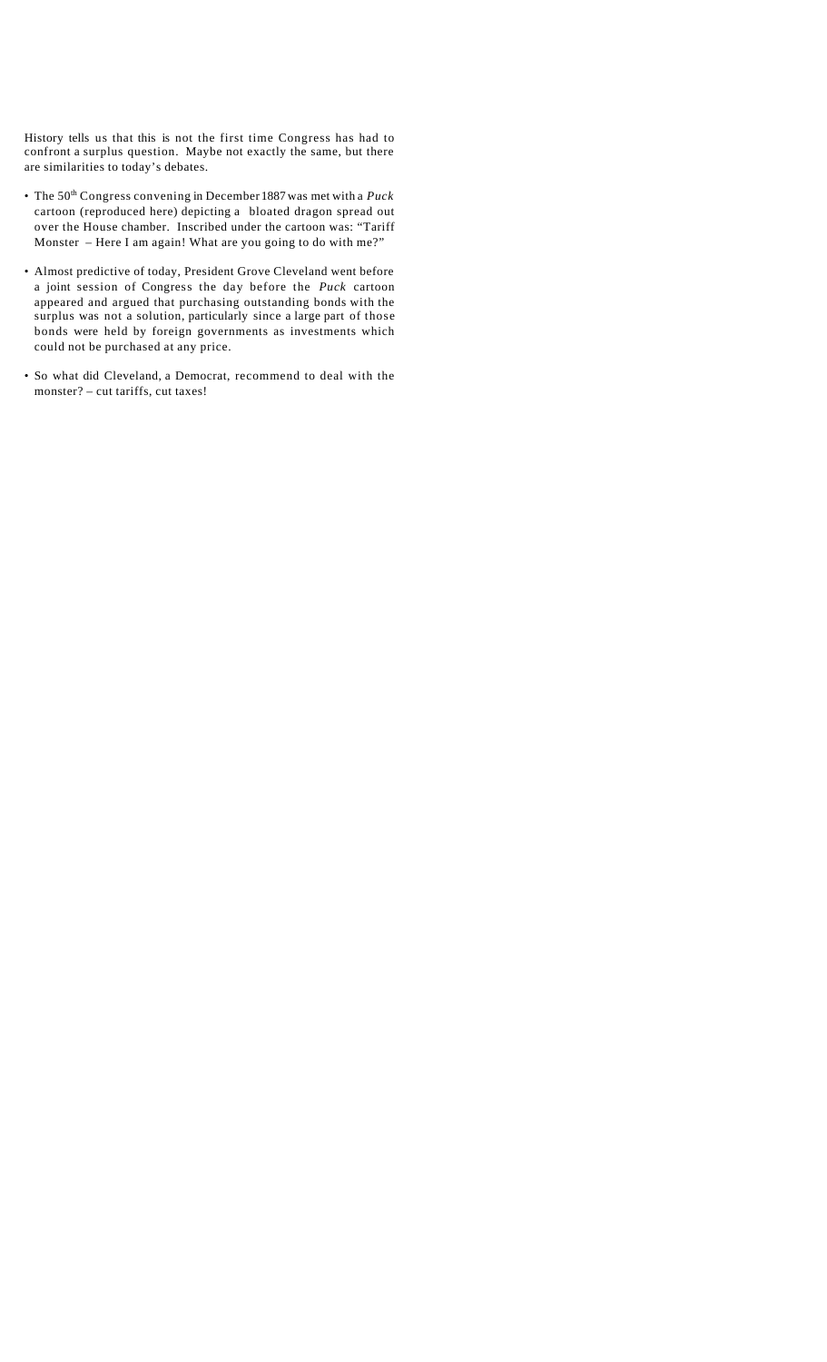History tells us that this is not the first time Congress has had to confront a surplus question. Maybe not exactly the same, but there are similarities to today's debates.

- The 50th Congress convening in December 1887 was met with a *Puck* cartoon (reproduced here) depicting a bloated dragon spread out over the House chamber. Inscribed under the cartoon was: "Tariff Monster – Here I am again! What are you going to do with me?"

- Almost predictive of today, President Grove Cleveland went before a joint session of Congress the day before the *Puck* cartoon appeared and argued that purchasing outstanding bonds with the surplus was not a solution, particularly since a large part of those bonds were held by foreign governments as investments which could not be purchased at any price.

- So what did Cleveland, a Democrat, recommend to deal with the monster? – cut tariffs, cut taxes!